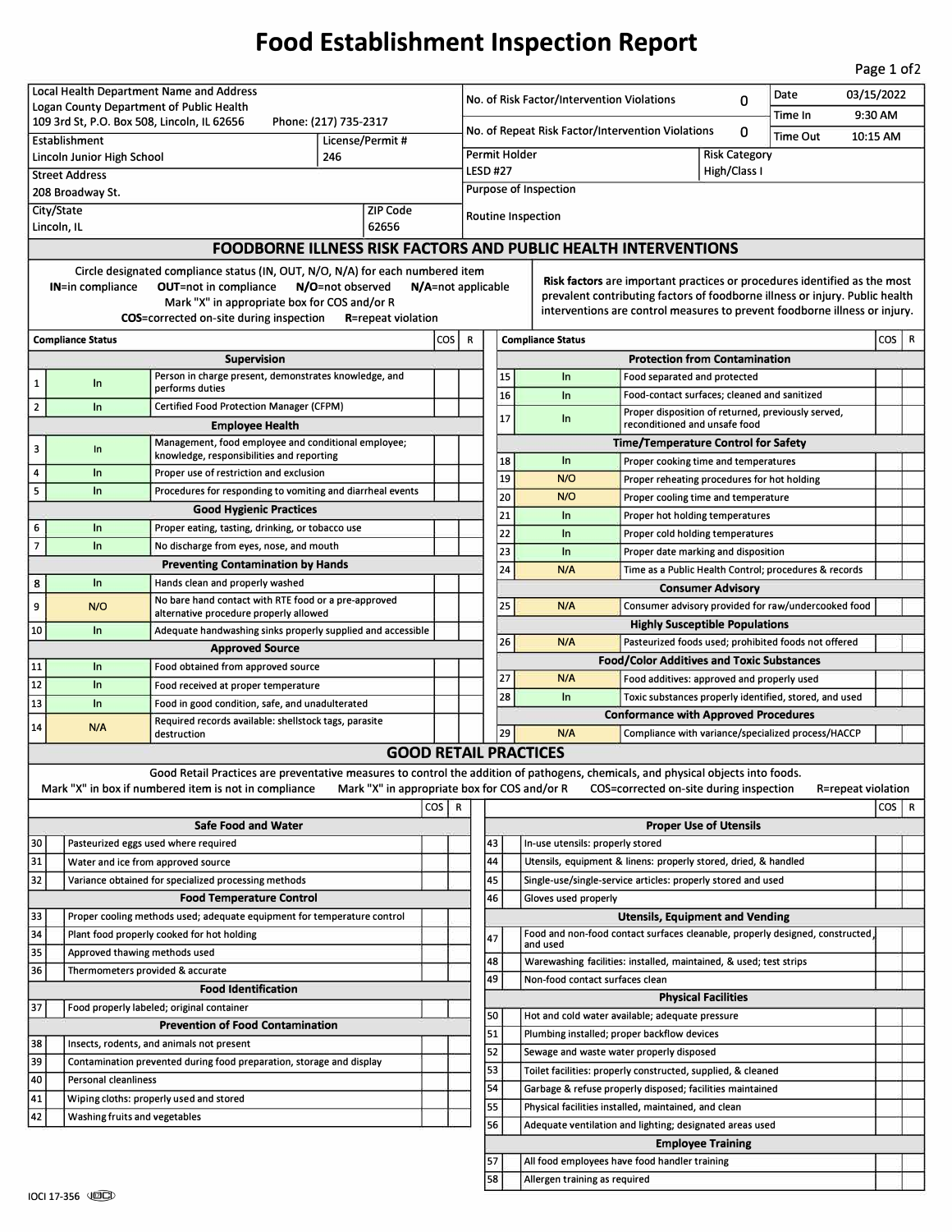# Food Establishment Inspection Report

| | | | |
|---|---|---|---|
| Local Health Department Name and Address: Logan County Department of Public Health, 109 3rd St, P.O. Box 508, Lincoln, IL 62656 — Phone: (217) 735-2317 | No. of Risk Factor/Intervention Violations: 0 | Date: 03/15/2022 | |
| Establishment: Lincoln Junior High School | License/Permit #: 246 | No. of Repeat Risk Factor/Intervention Violations: 0 | Time In: 9:30 AM / Time Out: 10:15 AM |
| Street Address: 208 Broadway St. | | Permit Holder: LESD #27 | Risk Category: High/Class I |
| City/State: Lincoln, IL | ZIP Code: 62656 | Purpose of Inspection: Routine Inspection | |

## FOODBORNE ILLNESS RISK FACTORS AND PUBLIC HEALTH INTERVENTIONS

Circle designated compliance status (IN, OUT, N/O, N/A) for each numbered item
**IN**=in compliance **OUT**=not in compliance **N/O**=not observed **N/A**=not applicable
Mark "X" in appropriate box for COS and/or R
**COS**=corrected on-site during inspection **R**=repeat violation

**Risk factors** are important practices or procedures identified as the most prevalent contributing factors of foodborne illness or injury. Public health interventions are control measures to prevent foodborne illness or injury.

| # | Compliance Status | Item | COS | R |
|---|---|---|---|---|
| | | **Supervision** | | |
| 1 | In | Person in charge present, demonstrates knowledge, and performs duties | | |
| 2 | In | Certified Food Protection Manager (CFPM) | | |
| | | **Employee Health** | | |
| 3 | In | Management, food employee and conditional employee; knowledge, responsibilities and reporting | | |
| 4 | In | Proper use of restriction and exclusion | | |
| 5 | In | Procedures for responding to vomiting and diarrheal events | | |
| | | **Good Hygienic Practices** | | |
| 6 | In | Proper eating, tasting, drinking, or tobacco use | | |
| 7 | In | No discharge from eyes, nose, and mouth | | |
| | | **Preventing Contamination by Hands** | | |
| 8 | In | Hands clean and properly washed | | |
| 9 | N/O | No bare hand contact with RTE food or a pre-approved alternative procedure properly allowed | | |
| 10 | In | Adequate handwashing sinks properly supplied and accessible | | |
| | | **Approved Source** | | |
| 11 | In | Food obtained from approved source | | |
| 12 | In | Food received at proper temperature | | |
| 13 | In | Food in good condition, safe, and unadulterated | | |
| 14 | N/A | Required records available: shellstock tags, parasite destruction | | |
| | | **Protection from Contamination** | | |
| 15 | In | Food separated and protected | | |
| 16 | In | Food-contact surfaces; cleaned and sanitized | | |
| 17 | In | Proper disposition of returned, previously served, reconditioned and unsafe food | | |
| | | **Time/Temperature Control for Safety** | | |
| 18 | In | Proper cooking time and temperatures | | |
| 19 | N/O | Proper reheating procedures for hot holding | | |
| 20 | N/O | Proper cooling time and temperature | | |
| 21 | In | Proper hot holding temperatures | | |
| 22 | In | Proper cold holding temperatures | | |
| 23 | In | Proper date marking and disposition | | |
| 24 | N/A | Time as a Public Health Control; procedures & records | | |
| | | **Consumer Advisory** | | |
| 25 | N/A | Consumer advisory provided for raw/undercooked food | | |
| | | **Highly Susceptible Populations** | | |
| 26 | N/A | Pasteurized foods used; prohibited foods not offered | | |
| | | **Food/Color Additives and Toxic Substances** | | |
| 27 | N/A | Food additives: approved and properly used | | |
| 28 | In | Toxic substances properly identified, stored, and used | | |
| | | **Conformance with Approved Procedures** | | |
| 29 | N/A | Compliance with variance/specialized process/HACCP | | |

## GOOD RETAIL PRACTICES

Good Retail Practices are preventative measures to control the addition of pathogens, chemicals, and physical objects into foods.
Mark "X" in box if numbered item is not in compliance Mark "X" in appropriate box for COS and/or R COS=corrected on-site during inspection R=repeat violation

| # | X | Item | COS | R |
|---|---|---|---|---|
| | | **Safe Food and Water** | | |
| 30 | | Pasteurized eggs used where required | | |
| 31 | | Water and ice from approved source | | |
| 32 | | Variance obtained for specialized processing methods | | |
| | | **Food Temperature Control** | | |
| 33 | | Proper cooling methods used; adequate equipment for temperature control | | |
| 34 | | Plant food properly cooked for hot holding | | |
| 35 | | Approved thawing methods used | | |
| 36 | | Thermometers provided & accurate | | |
| | | **Food Identification** | | |
| 37 | | Food properly labeled; original container | | |
| | | **Prevention of Food Contamination** | | |
| 38 | | Insects, rodents, and animals not present | | |
| 39 | | Contamination prevented during food preparation, storage and display | | |
| 40 | | Personal cleanliness | | |
| 41 | | Wiping cloths: properly used and stored | | |
| 42 | | Washing fruits and vegetables | | |
| | | **Proper Use of Utensils** | | |
| 43 | | In-use utensils: properly stored | | |
| 44 | | Utensils, equipment & linens: properly stored, dried, & handled | | |
| 45 | | Single-use/single-service articles: properly stored and used | | |
| 46 | | Gloves used properly | | |
| | | **Utensils, Equipment and Vending** | | |
| 47 | | Food and non-food contact surfaces cleanable, properly designed, constructed, and used | | |
| 48 | | Warewashing facilities: installed, maintained, & used; test strips | | |
| 49 | | Non-food contact surfaces clean | | |
| | | **Physical Facilities** | | |
| 50 | | Hot and cold water available; adequate pressure | | |
| 51 | | Plumbing installed; proper backflow devices | | |
| 52 | | Sewage and waste water properly disposed | | |
| 53 | | Toilet facilities: properly constructed, supplied, & cleaned | | |
| 54 | | Garbage & refuse properly disposed; facilities maintained | | |
| 55 | | Physical facilities installed, maintained, and clean | | |
| 56 | | Adequate ventilation and lighting; designated areas used | | |
| | | **Employee Training** | | |
| 57 | | All food employees have food handler training | | |
| 58 | | Allergen training as required | | |

IOCI 17-356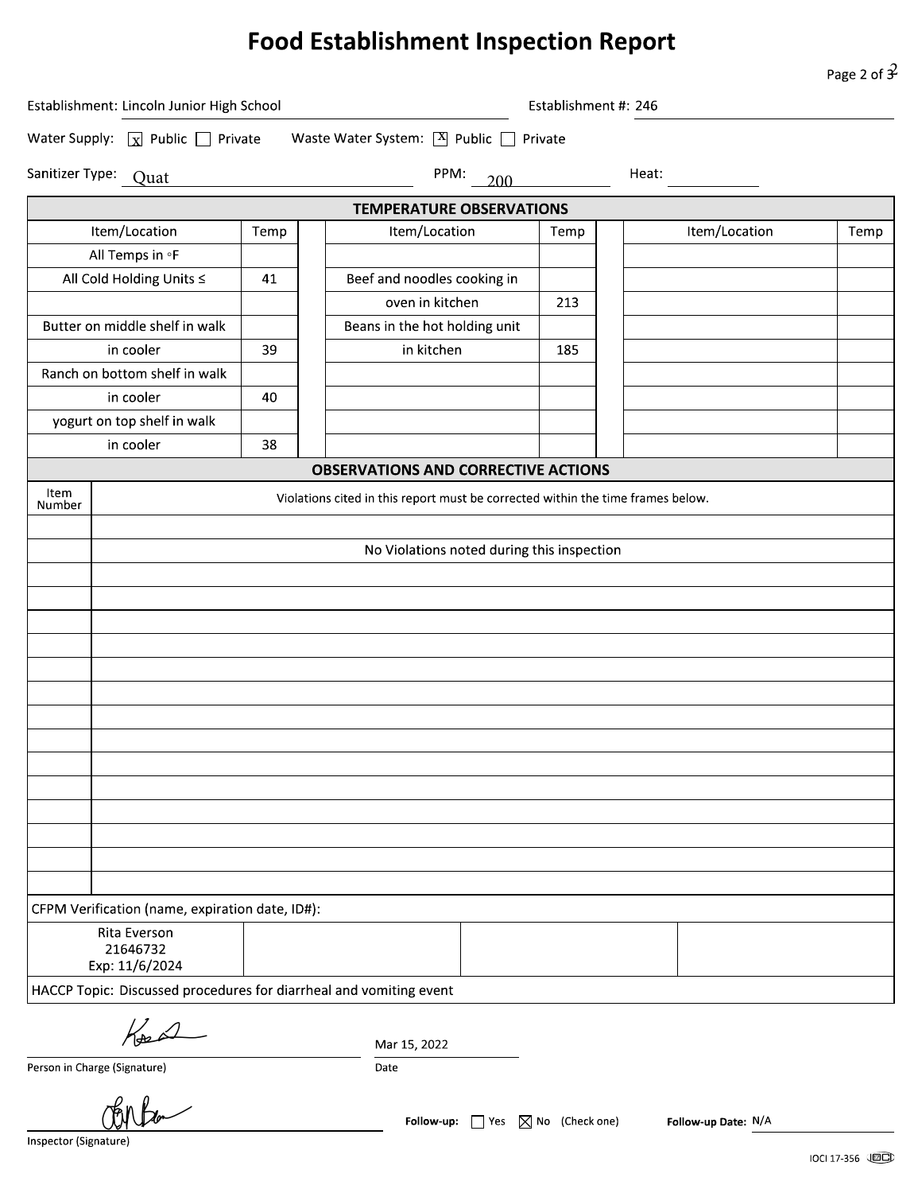# Food Establishment Inspection Report

Establishment: Lincoln Junior High School　　Establishment #: 246

Water Supply: [x] Public [ ] Private　　Waste Water System: [X] Public [ ] Private

Sanitizer Type: Quat　　PPM: 200　　Heat:

## TEMPERATURE OBSERVATIONS

| Item/Location | Temp | | Item/Location | Temp | | Item/Location | Temp |
|---|---|---|---|---|---|---|---|
| All Temps in °F | | | | | | | |
| All Cold Holding Units ≤ | 41 | | Beef and noodles cooking in | | | | |
| | | | oven in kitchen | 213 | | | |
| Butter on middle shelf in walk | | | Beans in the hot holding unit | | | | |
| in cooler | 39 | | in kitchen | 185 | | | |
| Ranch on bottom shelf in walk | | | | | | | |
| in cooler | 40 | | | | | | |
| yogurt on top shelf in walk | | | | | | | |
| in cooler | 38 | | | | | | |

## OBSERVATIONS AND CORRECTIVE ACTIONS

| Item Number | Violations cited in this report must be corrected within the time frames below. |
|---|---|
| | |
| | No Violations noted during this inspection |

CFPM Verification (name, expiration date, ID#):

| | | | |
|---|---|---|---|
| Rita Everson<br>21646732<br>Exp: 11/6/2024 | | | |

HACCP Topic: Discussed procedures for diarrheal and vomiting event

Person in Charge (Signature): [signature]　　Date: Mar 15, 2022

Inspector (Signature): [signature]　　Follow-up: [ ] Yes [X] No (Check one)　　Follow-up Date: N/A

IOCI 17-356